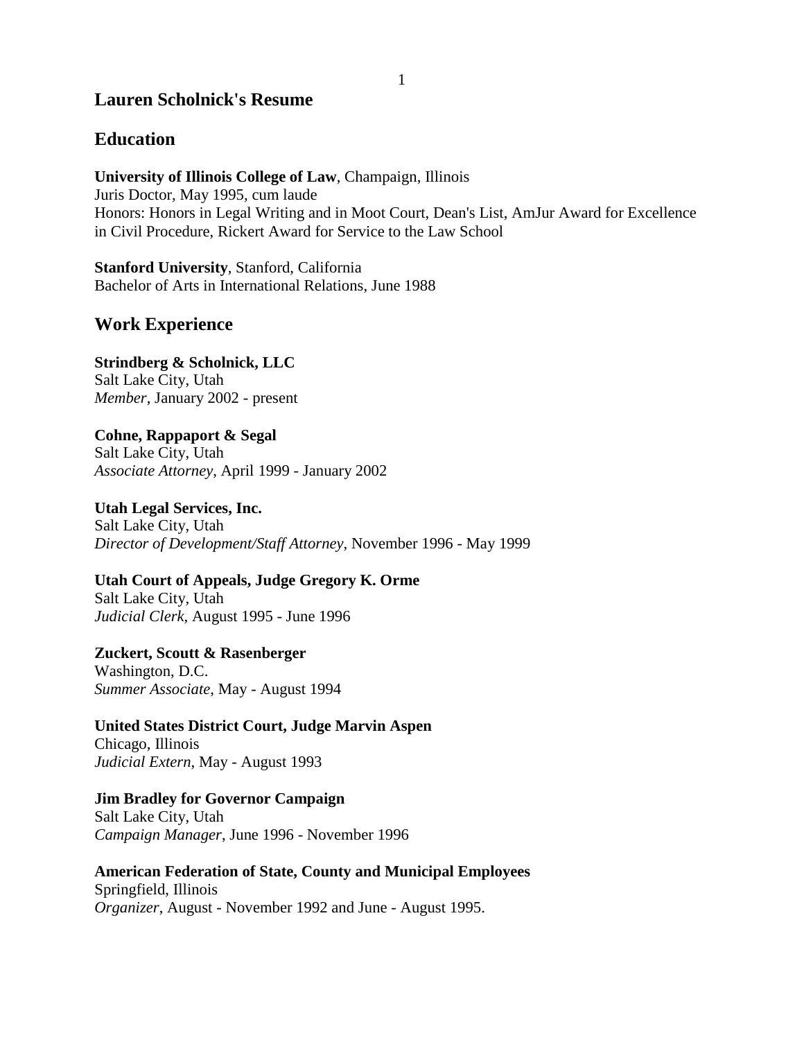# Lauren Scholnick's Resume

## Education

**University of Illinois College of Law**, Champaign, Illinois
Juris Doctor, May 1995, cum laude
Honors: Honors in Legal Writing and in Moot Court, Dean's List, AmJur Award for Excellence in Civil Procedure, Rickert Award for Service to the Law School

**Stanford University**, Stanford, California
Bachelor of Arts in International Relations, June 1988

## Work Experience

**Strindberg & Scholnick, LLC**
Salt Lake City, Utah
*Member*, January 2002 - present

**Cohne, Rappaport & Segal**
Salt Lake City, Utah
*Associate Attorney*, April 1999 - January 2002

**Utah Legal Services, Inc.**
Salt Lake City, Utah
*Director of Development/Staff Attorney*, November 1996 - May 1999

**Utah Court of Appeals, Judge Gregory K. Orme**
Salt Lake City, Utah
*Judicial Clerk*, August 1995 - June 1996

**Zuckert, Scoutt & Rasenberger**
Washington, D.C.
*Summer Associate*, May - August 1994

**United States District Court, Judge Marvin Aspen**
Chicago, Illinois
*Judicial Extern*, May - August 1993

**Jim Bradley for Governor Campaign**
Salt Lake City, Utah
*Campaign Manager*, June 1996 - November 1996

**American Federation of State, County and Municipal Employees**
Springfield, Illinois
*Organizer*, August - November 1992 and June - August 1995.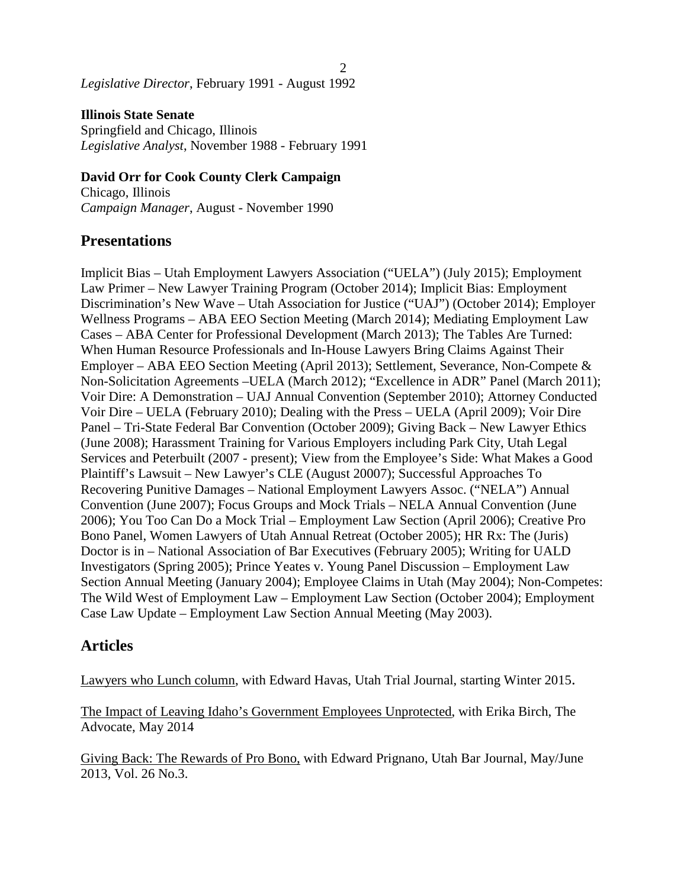*Legislative Director*, February 1991 - August 1992

**Illinois State Senate**
Springfield and Chicago, Illinois
*Legislative Analyst*, November 1988 - February 1991

**David Orr for Cook County Clerk Campaign**
Chicago, Illinois
*Campaign Manager*, August - November 1990

## Presentations

Implicit Bias – Utah Employment Lawyers Association ("UELA") (July 2015); Employment Law Primer – New Lawyer Training Program (October 2014); Implicit Bias: Employment Discrimination's New Wave – Utah Association for Justice ("UAJ") (October 2014); Employer Wellness Programs – ABA EEO Section Meeting (March 2014); Mediating Employment Law Cases – ABA Center for Professional Development (March 2013); The Tables Are Turned: When Human Resource Professionals and In-House Lawyers Bring Claims Against Their Employer – ABA EEO Section Meeting (April 2013); Settlement, Severance, Non-Compete & Non-Solicitation Agreements –UELA (March 2012); "Excellence in ADR" Panel (March 2011); Voir Dire: A Demonstration – UAJ Annual Convention (September 2010); Attorney Conducted Voir Dire – UELA (February 2010); Dealing with the Press – UELA (April 2009); Voir Dire Panel – Tri-State Federal Bar Convention (October 2009); Giving Back – New Lawyer Ethics (June 2008); Harassment Training for Various Employers including Park City, Utah Legal Services and Peterbuilt (2007 - present); View from the Employee's Side: What Makes a Good Plaintiff's Lawsuit – New Lawyer's CLE (August 20007); Successful Approaches To Recovering Punitive Damages – National Employment Lawyers Assoc. ("NELA") Annual Convention (June 2007); Focus Groups and Mock Trials – NELA Annual Convention (June 2006); You Too Can Do a Mock Trial – Employment Law Section (April 2006); Creative Pro Bono Panel, Women Lawyers of Utah Annual Retreat (October 2005); HR Rx: The (Juris) Doctor is in – National Association of Bar Executives (February 2005); Writing for UALD Investigators (Spring 2005); Prince Yeates v. Young Panel Discussion – Employment Law Section Annual Meeting (January 2004); Employee Claims in Utah (May 2004); Non-Competes: The Wild West of Employment Law – Employment Law Section (October 2004); Employment Case Law Update – Employment Law Section Annual Meeting (May 2003).

## Articles

Lawyers who Lunch column, with Edward Havas, Utah Trial Journal, starting Winter 2015.

The Impact of Leaving Idaho's Government Employees Unprotected, with Erika Birch, The Advocate, May 2014

Giving Back: The Rewards of Pro Bono, with Edward Prignano, Utah Bar Journal, May/June 2013, Vol. 26 No.3.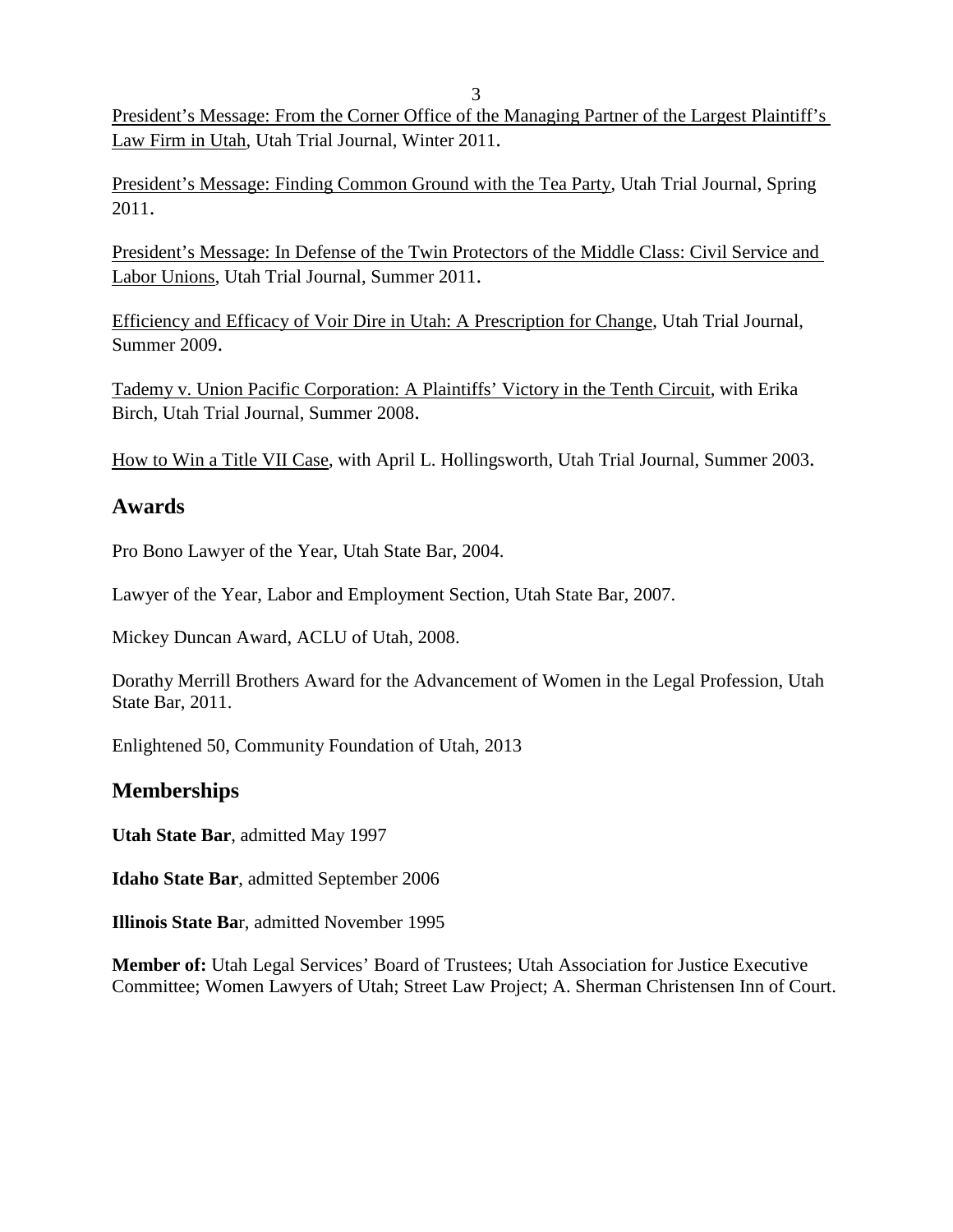President's Message: From the Corner Office of the Managing Partner of the Largest Plaintiff's Law Firm in Utah, Utah Trial Journal, Winter 2011.

President's Message: Finding Common Ground with the Tea Party, Utah Trial Journal, Spring 2011.

President's Message: In Defense of the Twin Protectors of the Middle Class: Civil Service and Labor Unions, Utah Trial Journal, Summer 2011.

Efficiency and Efficacy of Voir Dire in Utah: A Prescription for Change, Utah Trial Journal, Summer 2009.

Tademy v. Union Pacific Corporation: A Plaintiffs' Victory in the Tenth Circuit, with Erika Birch, Utah Trial Journal, Summer 2008.

How to Win a Title VII Case, with April L. Hollingsworth, Utah Trial Journal, Summer 2003.

## Awards

Pro Bono Lawyer of the Year, Utah State Bar, 2004.

Lawyer of the Year, Labor and Employment Section, Utah State Bar, 2007.

Mickey Duncan Award, ACLU of Utah, 2008.

Dorathy Merrill Brothers Award for the Advancement of Women in the Legal Profession, Utah State Bar, 2011.

Enlightened 50, Community Foundation of Utah, 2013

## Memberships

**Utah State Bar**, admitted May 1997

**Idaho State Bar**, admitted September 2006

**Illinois State Bar**, admitted November 1995

**Member of:** Utah Legal Services' Board of Trustees; Utah Association for Justice Executive Committee; Women Lawyers of Utah; Street Law Project; A. Sherman Christensen Inn of Court.